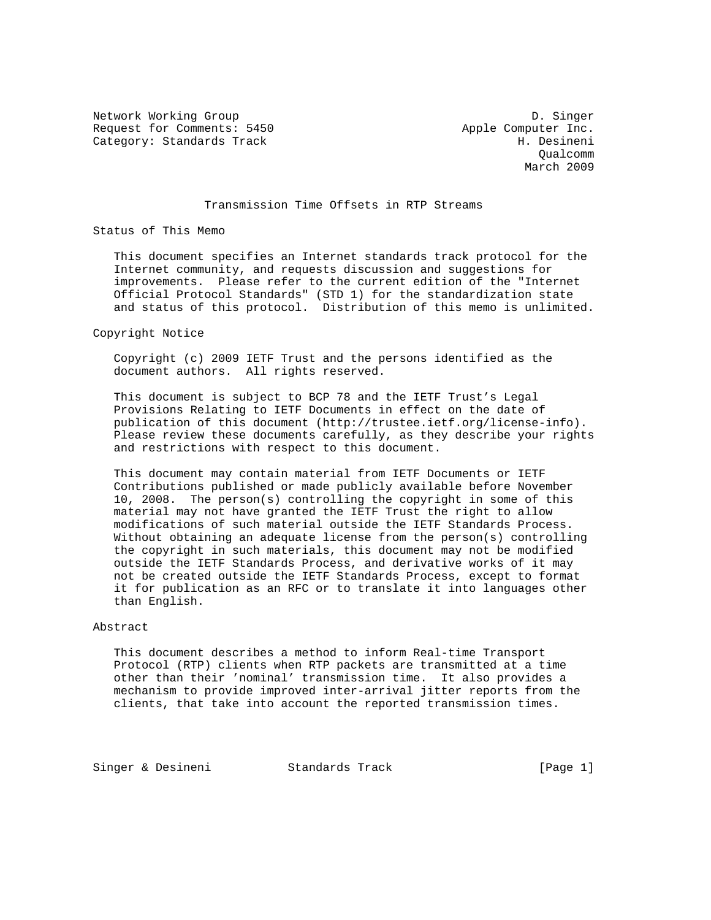Network Working Group — D. Singer
Request for Comments: 5450 — Apple Computer Inc.
Category: Standards Track — H. Desineni
Qualcomm
March 2009

# Transmission Time Offsets in RTP Streams

## Status of This Memo

This document specifies an Internet standards track protocol for the Internet community, and requests discussion and suggestions for improvements. Please refer to the current edition of the "Internet Official Protocol Standards" (STD 1) for the standardization state and status of this protocol. Distribution of this memo is unlimited.

## Copyright Notice

Copyright (c) 2009 IETF Trust and the persons identified as the document authors. All rights reserved.

This document is subject to BCP 78 and the IETF Trust's Legal Provisions Relating to IETF Documents in effect on the date of publication of this document (http://trustee.ietf.org/license-info). Please review these documents carefully, as they describe your rights and restrictions with respect to this document.

This document may contain material from IETF Documents or IETF Contributions published or made publicly available before November 10, 2008. The person(s) controlling the copyright in some of this material may not have granted the IETF Trust the right to allow modifications of such material outside the IETF Standards Process. Without obtaining an adequate license from the person(s) controlling the copyright in such materials, this document may not be modified outside the IETF Standards Process, and derivative works of it may not be created outside the IETF Standards Process, except to format it for publication as an RFC or to translate it into languages other than English.

## Abstract

This document describes a method to inform Real-time Transport Protocol (RTP) clients when RTP packets are transmitted at a time other than their 'nominal' transmission time. It also provides a mechanism to provide improved inter-arrival jitter reports from the clients, that take into account the reported transmission times.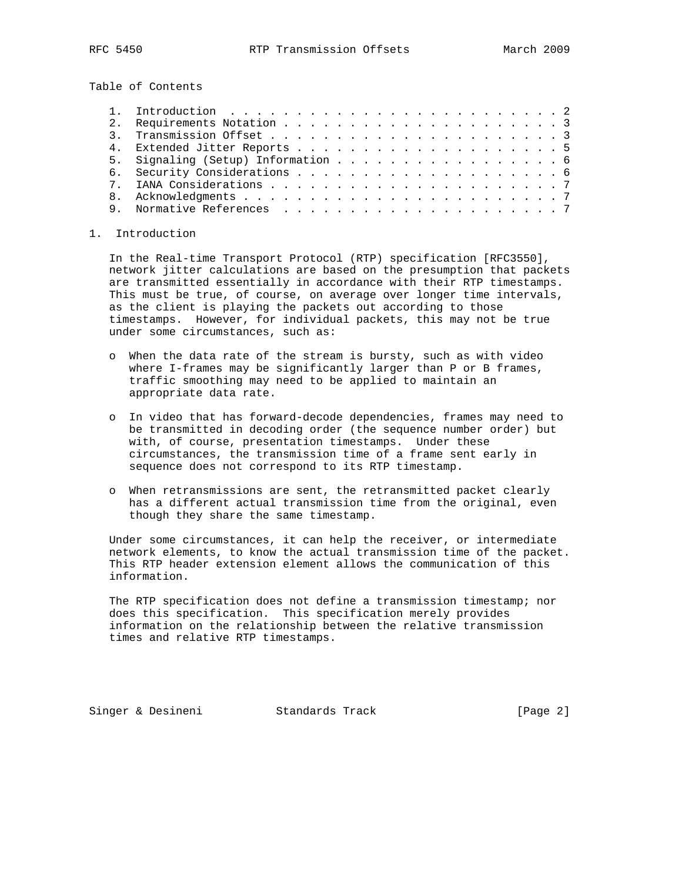## Table of Contents

1. Introduction . . . . . . . . . . . . . . . . . . . . . . . . . . 2
2. Requirements Notation . . . . . . . . . . . . . . . . . . . . . . 3
3. Transmission Offset . . . . . . . . . . . . . . . . . . . . . . . 3
4. Extended Jitter Reports . . . . . . . . . . . . . . . . . . . . . 5
5. Signaling (Setup) Information . . . . . . . . . . . . . . . . . . 6
6. Security Considerations . . . . . . . . . . . . . . . . . . . . . 6
7. IANA Considerations . . . . . . . . . . . . . . . . . . . . . . . 7
8. Acknowledgments . . . . . . . . . . . . . . . . . . . . . . . . . 7
9. Normative References . . . . . . . . . . . . . . . . . . . . . . 7

## 1. Introduction

In the Real-time Transport Protocol (RTP) specification [RFC3550], network jitter calculations are based on the presumption that packets are transmitted essentially in accordance with their RTP timestamps. This must be true, of course, on average over longer time intervals, as the client is playing the packets out according to those timestamps. However, for individual packets, this may not be true under some circumstances, such as:

- When the data rate of the stream is bursty, such as with video where I-frames may be significantly larger than P or B frames, traffic smoothing may need to be applied to maintain an appropriate data rate.
- In video that has forward-decode dependencies, frames may need to be transmitted in decoding order (the sequence number order) but with, of course, presentation timestamps. Under these circumstances, the transmission time of a frame sent early in sequence does not correspond to its RTP timestamp.
- When retransmissions are sent, the retransmitted packet clearly has a different actual transmission time from the original, even though they share the same timestamp.

Under some circumstances, it can help the receiver, or intermediate network elements, to know the actual transmission time of the packet. This RTP header extension element allows the communication of this information.

The RTP specification does not define a transmission timestamp; nor does this specification. This specification merely provides information on the relationship between the relative transmission times and relative RTP timestamps.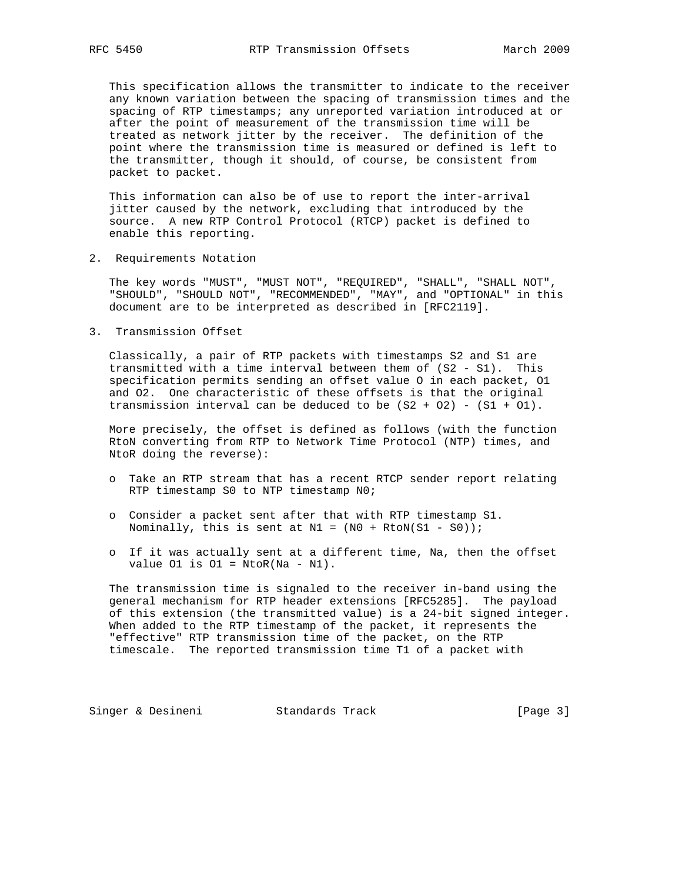This specification allows the transmitter to indicate to the receiver any known variation between the spacing of transmission times and the spacing of RTP timestamps; any unreported variation introduced at or after the point of measurement of the transmission time will be treated as network jitter by the receiver. The definition of the point where the transmission time is measured or defined is left to the transmitter, though it should, of course, be consistent from packet to packet.

This information can also be of use to report the inter-arrival jitter caused by the network, excluding that introduced by the source. A new RTP Control Protocol (RTCP) packet is defined to enable this reporting.

## 2. Requirements Notation

The key words "MUST", "MUST NOT", "REQUIRED", "SHALL", "SHALL NOT", "SHOULD", "SHOULD NOT", "RECOMMENDED", "MAY", and "OPTIONAL" in this document are to be interpreted as described in [RFC2119].

## 3. Transmission Offset

Classically, a pair of RTP packets with timestamps S2 and S1 are transmitted with a time interval between them of (S2 - S1). This specification permits sending an offset value O in each packet, O1 and O2. One characteristic of these offsets is that the original transmission interval can be deduced to be (S2 + O2) - (S1 + O1).

More precisely, the offset is defined as follows (with the function RtoN converting from RTP to Network Time Protocol (NTP) times, and NtoR doing the reverse):

- Take an RTP stream that has a recent RTCP sender report relating RTP timestamp S0 to NTP timestamp N0;
- Consider a packet sent after that with RTP timestamp S1. Nominally, this is sent at N1 = (N0 + RtoN(S1 - S0));
- If it was actually sent at a different time, Na, then the offset value O1 is O1 = NtoR(Na - N1).

The transmission time is signaled to the receiver in-band using the general mechanism for RTP header extensions [RFC5285]. The payload of this extension (the transmitted value) is a 24-bit signed integer. When added to the RTP timestamp of the packet, it represents the "effective" RTP transmission time of the packet, on the RTP timescale. The reported transmission time T1 of a packet with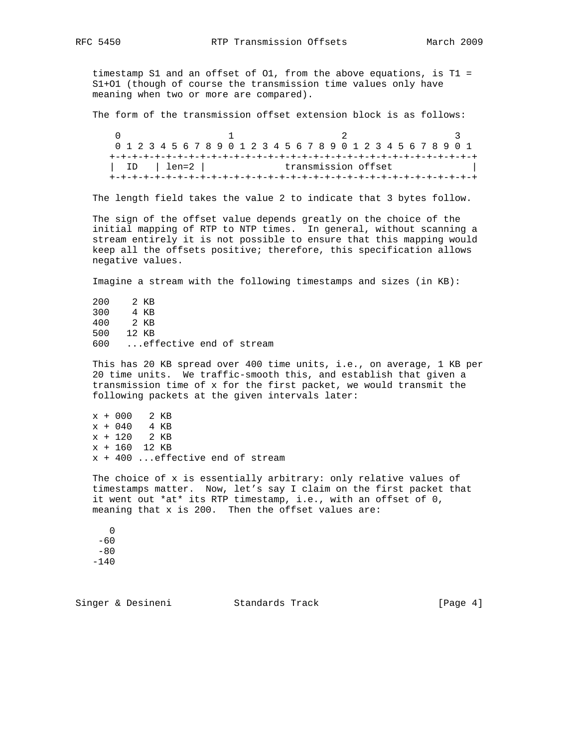timestamp S1 and an offset of O1, from the above equations, is T1 = S1+O1 (though of course the transmission time values only have meaning when two or more are compared).

The form of the transmission offset extension block is as follows:

```
    0                   1                   2                   3
    0 1 2 3 4 5 6 7 8 9 0 1 2 3 4 5 6 7 8 9 0 1 2 3 4 5 6 7 8 9 0 1
   +-+-+-+-+-+-+-+-+-+-+-+-+-+-+-+-+-+-+-+-+-+-+-+-+-+-+-+-+-+-+-+-+
   |  ID   | len=2 |              transmission offset              |
   +-+-+-+-+-+-+-+-+-+-+-+-+-+-+-+-+-+-+-+-+-+-+-+-+-+-+-+-+-+-+-+-+
```

The length field takes the value 2 to indicate that 3 bytes follow.

The sign of the offset value depends greatly on the choice of the initial mapping of RTP to NTP times. In general, without scanning a stream entirely it is not possible to ensure that this mapping would keep all the offsets positive; therefore, this specification allows negative values.

Imagine a stream with the following timestamps and sizes (in KB):

```
200    2 KB
300    4 KB
400    2 KB
500   12 KB
600   ...effective end of stream
```

This has 20 KB spread over 400 time units, i.e., on average, 1 KB per 20 time units. We traffic-smooth this, and establish that given a transmission time of x for the first packet, we would transmit the following packets at the given intervals later:

```
x + 000   2 KB
x + 040   4 KB
x + 120   2 KB
x + 160  12 KB
x + 400 ...effective end of stream
```

The choice of x is essentially arbitrary: only relative values of timestamps matter. Now, let's say I claim on the first packet that it went out *at* its RTP timestamp, i.e., with an offset of 0, meaning that x is 200. Then the offset values are:

```
   0
 -60
 -80
-140
```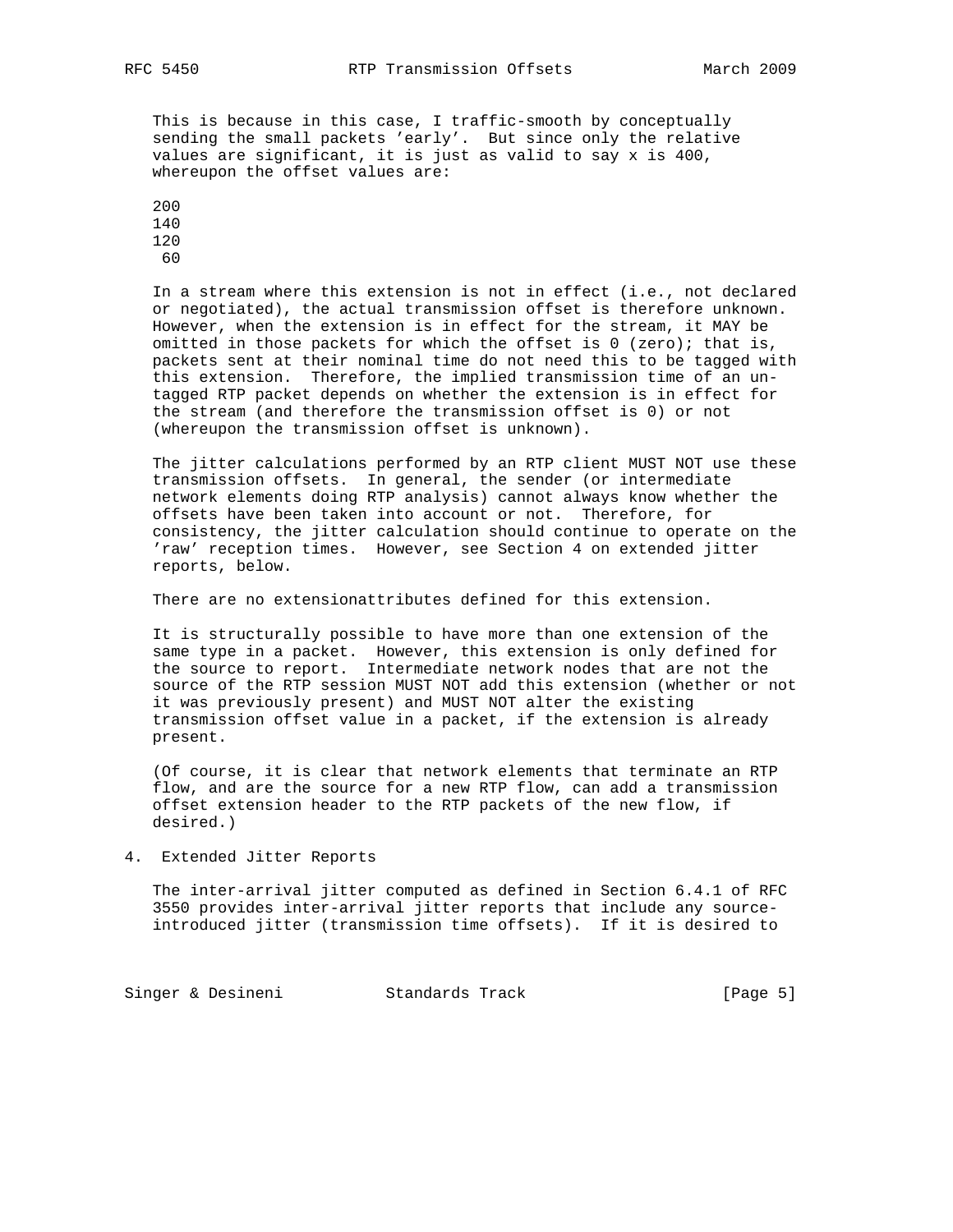This is because in this case, I traffic-smooth by conceptually sending the small packets 'early'. But since only the relative values are significant, it is just as valid to say x is 400, whereupon the offset values are:

200
140
120
 60

In a stream where this extension is not in effect (i.e., not declared or negotiated), the actual transmission offset is therefore unknown. However, when the extension is in effect for the stream, it MAY be omitted in those packets for which the offset is 0 (zero); that is, packets sent at their nominal time do not need this to be tagged with this extension. Therefore, the implied transmission time of an un-tagged RTP packet depends on whether the extension is in effect for the stream (and therefore the transmission offset is 0) or not (whereupon the transmission offset is unknown).

The jitter calculations performed by an RTP client MUST NOT use these transmission offsets. In general, the sender (or intermediate network elements doing RTP analysis) cannot always know whether the offsets have been taken into account or not. Therefore, for consistency, the jitter calculation should continue to operate on the 'raw' reception times. However, see Section 4 on extended jitter reports, below.

There are no extensionattributes defined for this extension.

It is structurally possible to have more than one extension of the same type in a packet. However, this extension is only defined for the source to report. Intermediate network nodes that are not the source of the RTP session MUST NOT add this extension (whether or not it was previously present) and MUST NOT alter the existing transmission offset value in a packet, if the extension is already present.

(Of course, it is clear that network elements that terminate an RTP flow, and are the source for a new RTP flow, can add a transmission offset extension header to the RTP packets of the new flow, if desired.)

## 4. Extended Jitter Reports

The inter-arrival jitter computed as defined in Section 6.4.1 of RFC 3550 provides inter-arrival jitter reports that include any source-introduced jitter (transmission time offsets). If it is desired to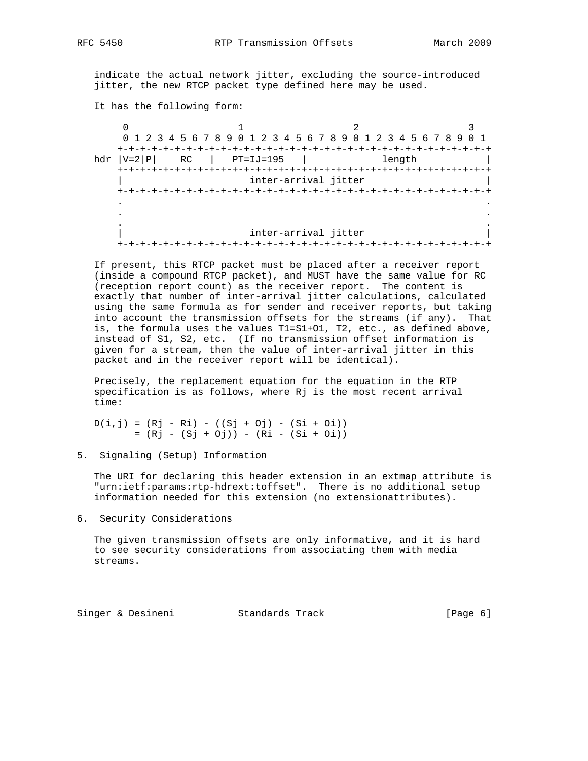indicate the actual network jitter, excluding the source-introduced jitter, the new RTCP packet type defined here may be used.

It has the following form:

```
     0                   1                   2                   3
     0 1 2 3 4 5 6 7 8 9 0 1 2 3 4 5 6 7 8 9 0 1 2 3 4 5 6 7 8 9 0 1
    +-+-+-+-+-+-+-+-+-+-+-+-+-+-+-+-+-+-+-+-+-+-+-+-+-+-+-+-+-+-+-+-+
hdr |V=2|P|    RC   |   PT=IJ=195   |             length            |
    +-+-+-+-+-+-+-+-+-+-+-+-+-+-+-+-+-+-+-+-+-+-+-+-+-+-+-+-+-+-+-+-+
    |                      inter-arrival jitter                     |
    +-+-+-+-+-+-+-+-+-+-+-+-+-+-+-+-+-+-+-+-+-+-+-+-+-+-+-+-+-+-+-+-+
    .                                                               .
    .                                                               .
    .                                                               .
    |                      inter-arrival jitter                     |
    +-+-+-+-+-+-+-+-+-+-+-+-+-+-+-+-+-+-+-+-+-+-+-+-+-+-+-+-+-+-+-+-+
```

If present, this RTCP packet must be placed after a receiver report (inside a compound RTCP packet), and MUST have the same value for RC (reception report count) as the receiver report. The content is exactly that number of inter-arrival jitter calculations, calculated using the same formula as for sender and receiver reports, but taking into account the transmission offsets for the streams (if any). That is, the formula uses the values $T1=S1+O1$, $T2$, etc., as defined above, instead of $S1$, $S2$, etc. (If no transmission offset information is given for a stream, then the value of inter-arrival jitter in this packet and in the receiver report will be identical).

Precisely, the replacement equation for the equation in the RTP specification is as follows, where $Rj$ is the most recent arrival time:

$$
\begin{aligned}
D(i,j) &= (Rj - Ri) - ((Sj + Oj) - (Si + Oi)) \\
&= (Rj - (Sj + Oj)) - (Ri - (Si + Oi))
\end{aligned}
$$

## 5. Signaling (Setup) Information

The URI for declaring this header extension in an extmap attribute is "urn:ietf:params:rtp-hdrext:toffset". There is no additional setup information needed for this extension (no extensionattributes).

## 6. Security Considerations

The given transmission offsets are only informative, and it is hard to see security considerations from associating them with media streams.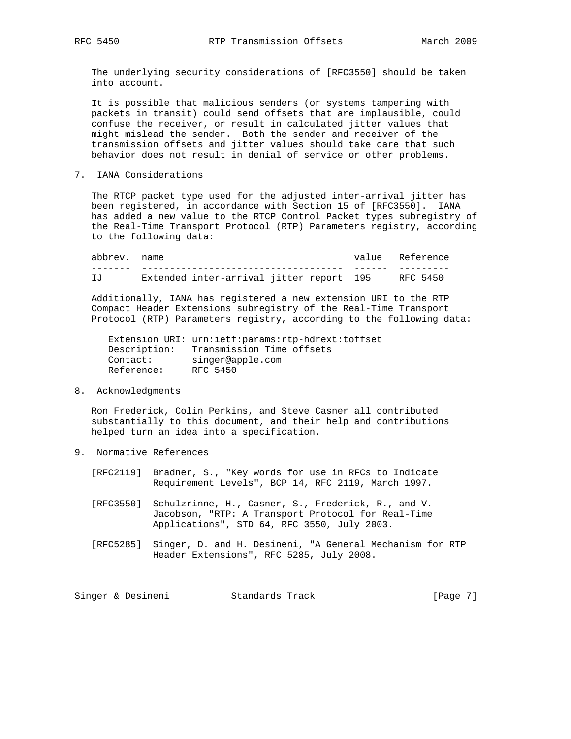The underlying security considerations of [RFC3550] should be taken into account.

It is possible that malicious senders (or systems tampering with packets in transit) could send offsets that are implausible, could confuse the receiver, or result in calculated jitter values that might mislead the sender. Both the sender and receiver of the transmission offsets and jitter values should take care that such behavior does not result in denial of service or other problems.

## 7. IANA Considerations

The RTCP packet type used for the adjusted inter-arrival jitter has been registered, in accordance with Section 15 of [RFC3550]. IANA has added a new value to the RTCP Control Packet types subregistry of the Real-Time Transport Protocol (RTP) Parameters registry, according to the following data:

| abbrev. | name | value | Reference |
|---|---|---|---|
| IJ | Extended inter-arrival jitter report | 195 | RFC 5450 |

Additionally, IANA has registered a new extension URI to the RTP Compact Header Extensions subregistry of the Real-Time Transport Protocol (RTP) Parameters registry, according to the following data:

```
Extension URI: urn:ietf:params:rtp-hdrext:toffset
Description:   Transmission Time offsets
Contact:       singer@apple.com
Reference:     RFC 5450
```

## 8. Acknowledgments

Ron Frederick, Colin Perkins, and Steve Casner all contributed substantially to this document, and their help and contributions helped turn an idea into a specification.

## 9. Normative References

[RFC2119] Bradner, S., "Key words for use in RFCs to Indicate Requirement Levels", BCP 14, RFC 2119, March 1997.

[RFC3550] Schulzrinne, H., Casner, S., Frederick, R., and V. Jacobson, "RTP: A Transport Protocol for Real-Time Applications", STD 64, RFC 3550, July 2003.

[RFC5285] Singer, D. and H. Desineni, "A General Mechanism for RTP Header Extensions", RFC 5285, July 2008.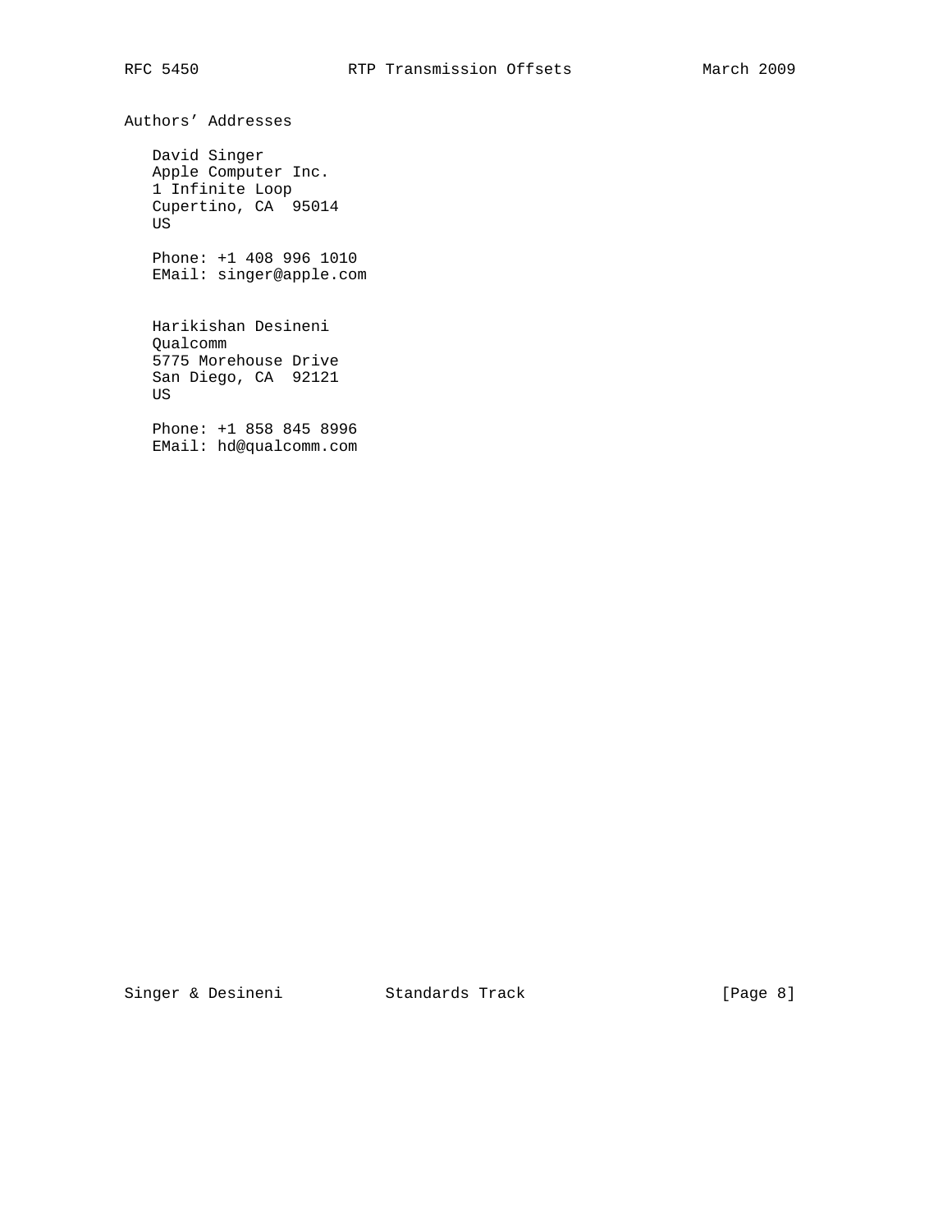## Authors' Addresses

David Singer
Apple Computer Inc.
1 Infinite Loop
Cupertino, CA  95014
US

Phone: +1 408 996 1010
EMail: singer@apple.com

Harikishan Desineni
Qualcomm
5775 Morehouse Drive
San Diego, CA  92121
US

Phone: +1 858 845 8996
EMail: hd@qualcomm.com